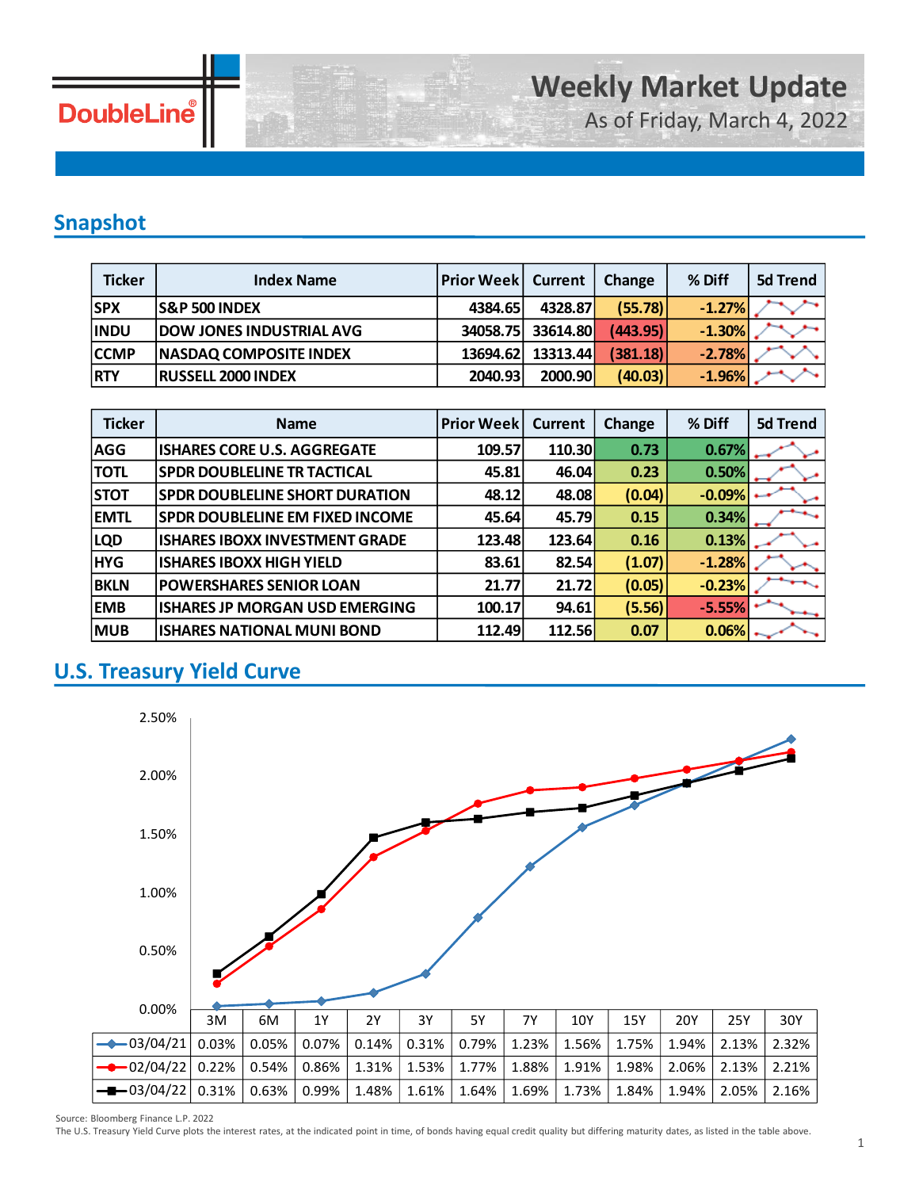# Weekly Market Update

As of Friday, March 4, 2022

## Snapshot

| Ticker | Index Name | Prior Week | Current | Change | % Diff | 5d Trend |
|---|---|---|---|---|---|---|
| SPX | S&P 500 INDEX | 4384.65 | 4328.87 | (55.78) | -1.27% | |
| INDU | DOW JONES INDUSTRIAL AVG | 34058.75 | 33614.80 | (443.95) | -1.30% | |
| CCMP | NASDAQ COMPOSITE INDEX | 13694.62 | 13313.44 | (381.18) | -2.78% | |
| RTY | RUSSELL 2000 INDEX | 2040.93 | 2000.90 | (40.03) | -1.96% | |

| Ticker | Name | Prior Week | Current | Change | % Diff | 5d Trend |
|---|---|---|---|---|---|---|
| AGG | ISHARES CORE U.S. AGGREGATE | 109.57 | 110.30 | 0.73 | 0.67% | |
| TOTL | SPDR DOUBLELINE TR TACTICAL | 45.81 | 46.04 | 0.23 | 0.50% | |
| STOT | SPDR DOUBLELINE SHORT DURATION | 48.12 | 48.08 | (0.04) | -0.09% | |
| EMTL | SPDR DOUBLELINE EM FIXED INCOME | 45.64 | 45.79 | 0.15 | 0.34% | |
| LQD | ISHARES IBOXX INVESTMENT GRADE | 123.48 | 123.64 | 0.16 | 0.13% | |
| HYG | ISHARES IBOXX HIGH YIELD | 83.61 | 82.54 | (1.07) | -1.28% | |
| BKLN | POWERSHARES SENIOR LOAN | 21.77 | 21.72 | (0.05) | -0.23% | |
| EMB | ISHARES JP MORGAN USD EMERGING | 100.17 | 94.61 | (5.56) | -5.55% | |
| MUB | ISHARES NATIONAL MUNI BOND | 112.49 | 112.56 | 0.07 | 0.06% | |

## U.S. Treasury Yield Curve

| | 3M | 6M | 1Y | 2Y | 3Y | 5Y | 7Y | 10Y | 15Y | 20Y | 25Y | 30Y |
|---|---|---|---|---|---|---|---|---|---|---|---|---|
| 03/04/21 | 0.03% | 0.05% | 0.07% | 0.14% | 0.31% | 0.79% | 1.23% | 1.56% | 1.75% | 1.94% | 2.13% | 2.32% |
| 02/04/22 | 0.22% | 0.54% | 0.86% | 1.31% | 1.53% | 1.77% | 1.88% | 1.91% | 1.98% | 2.06% | 2.13% | 2.21% |
| 03/04/22 | 0.31% | 0.63% | 0.99% | 1.48% | 1.61% | 1.64% | 1.69% | 1.73% | 1.84% | 1.94% | 2.05% | 2.16% |

Source: Bloomberg Finance L.P. 2022

The U.S. Treasury Yield Curve plots the interest rates, at the indicated point in time, of bonds having equal credit quality but differing maturity dates, as listed in the table above.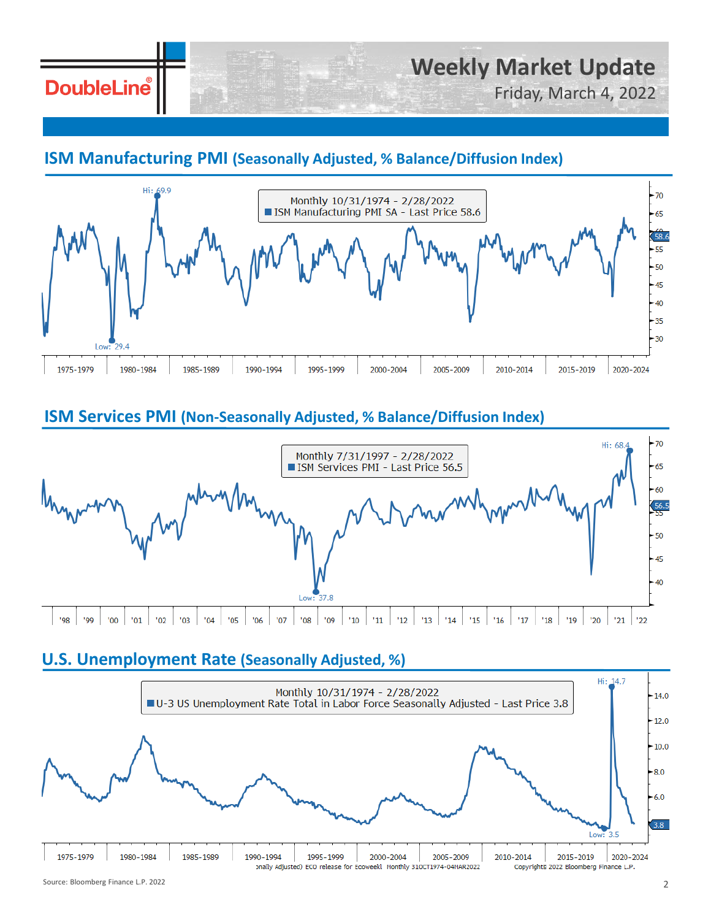## ISM Manufacturing PMI (Seasonally Adjusted, % Balance/Diffusion Index)

Monthly 10/31/1974 - 2/28/2022
ISM Manufacturing PMI SA - Last Price 58.6

Hi: 69.9

Low: 29.4

## ISM Services PMI (Non-Seasonally Adjusted, % Balance/Diffusion Index)

Monthly 7/31/1997 - 2/28/2022
ISM Services PMI - Last Price 56.5

Hi: 68.4

Low: 37.8

## U.S. Unemployment Rate (Seasonally Adjusted, %)

Monthly 10/31/1974 - 2/28/2022
U-3 US Unemployment Rate Total in Labor Force Seasonally Adjusted - Last Price 3.8

Hi: 14.7

Low: 3.5

Source: Bloomberg Finance L.P. 2022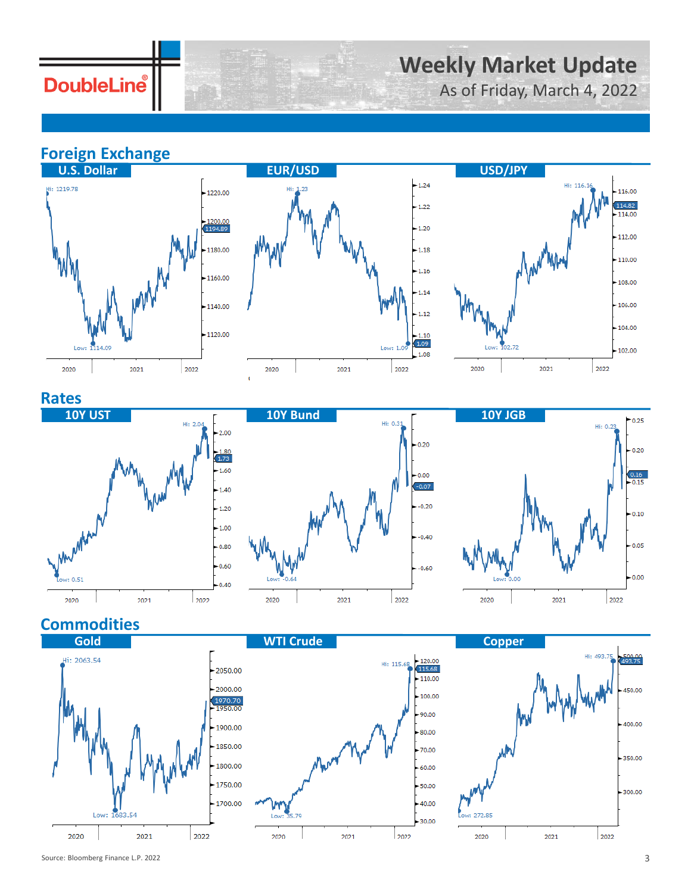# Weekly Market Update

As of Friday, March 4, 2022

## Foreign Exchange

### U.S. Dollar

Hi: 1219.78

Low: 1114.09

1194.89

### EUR/USD

Hi: 1.23

Low: 1.09

1.09

### USD/JPY

Hi: 116.16

Low: 102.72

114.82

## Rates

### 10Y UST

Hi: 2.04

Low: 0.51

1.73

### 10Y Bund

Hi: 0.31

Low: -0.64

-0.07

### 10Y JGB

Hi: 0.23

Low: 0.00

0.16

## Commodities

### Gold

Hi: 2063.54

Low: 1683.54

1970.70

### WTI Crude

Hi: 115.68

Low: 35.79

115.68

### Copper

Hi: 493.75

Low: 272.85

493.75

Source: Bloomberg Finance L.P. 2022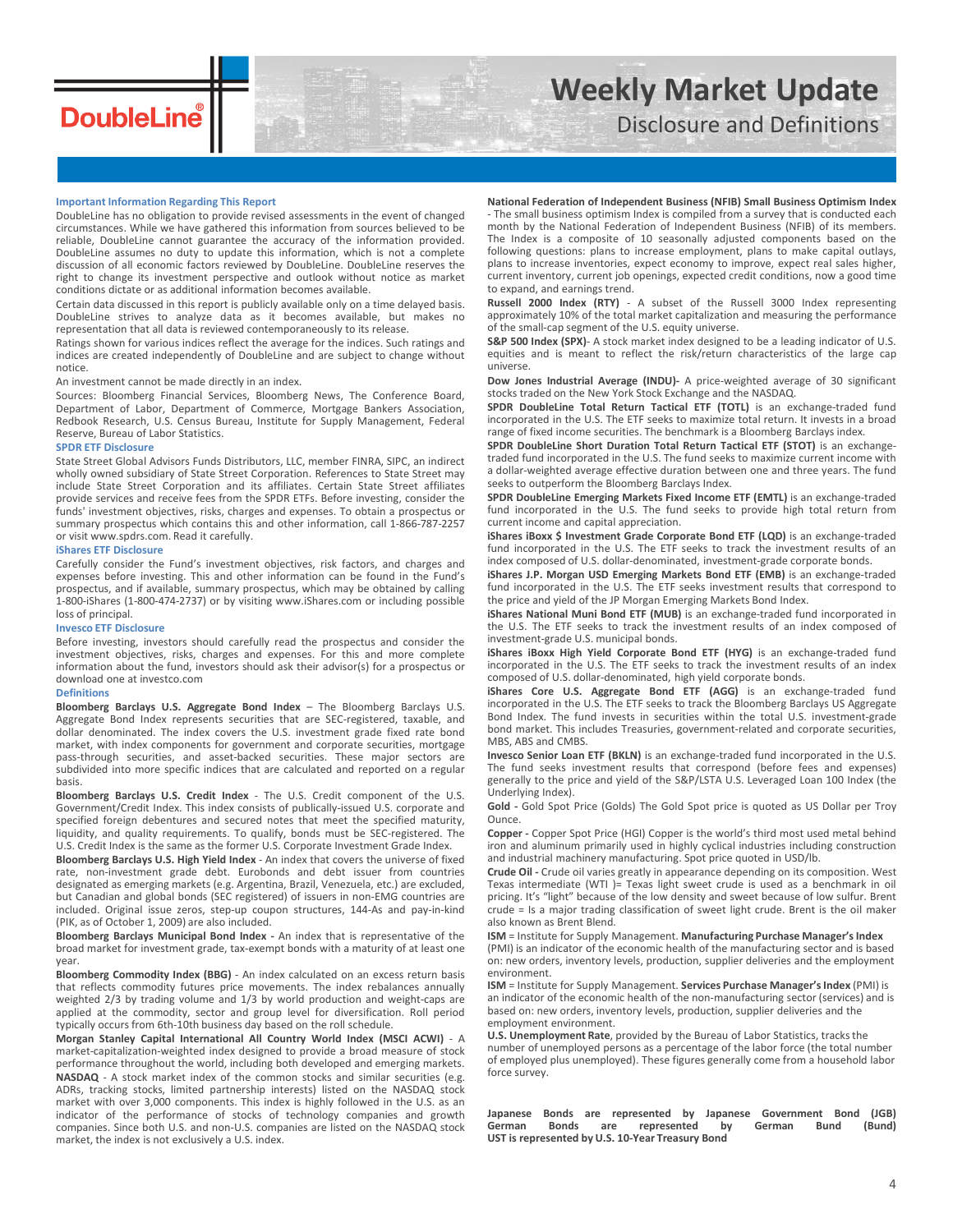# Weekly Market Update

## Disclosure and Definitions

### Important Information Regarding This Report

DoubleLine has no obligation to provide revised assessments in the event of changed circumstances. While we have gathered this information from sources believed to be reliable, DoubleLine cannot guarantee the accuracy of the information provided. DoubleLine assumes no duty to update this information, which is not a complete discussion of all economic factors reviewed by DoubleLine. DoubleLine reserves the right to change its investment perspective and outlook without notice as market conditions dictate or as additional information becomes available.

Certain data discussed in this report is publicly available only on a time delayed basis. DoubleLine strives to analyze data as it becomes available, but makes no representation that all data is reviewed contemporaneously to its release.

Ratings shown for various indices reflect the average for the indices. Such ratings and indices are created independently of DoubleLine and are subject to change without notice.

An investment cannot be made directly in an index.

Sources: Bloomberg Financial Services, Bloomberg News, The Conference Board, Department of Labor, Department of Commerce, Mortgage Bankers Association, Redbook Research, U.S. Census Bureau, Institute for Supply Management, Federal Reserve, Bureau of Labor Statistics.

### SPDR ETF Disclosure

State Street Global Advisors Funds Distributors, LLC, member FINRA, SIPC, an indirect wholly owned subsidiary of State Street Corporation. References to State Street may include State Street Corporation and its affiliates. Certain State Street affiliates provide services and receive fees from the SPDR ETFs. Before investing, consider the funds' investment objectives, risks, charges and expenses. To obtain a prospectus or summary prospectus which contains this and other information, call 1-866-787-2257 or visit www.spdrs.com. Read it carefully.

### iShares ETF Disclosure

Carefully consider the Fund's investment objectives, risk factors, and charges and expenses before investing. This and other information can be found in the Fund's prospectus, and if available, summary prospectus, which may be obtained by calling 1-800-iShares (1-800-474-2737) or by visiting www.iShares.com or including possible loss of principal.

### Invesco ETF Disclosure

Before investing, investors should carefully read the prospectus and consider the investment objectives, risks, charges and expenses. For this and more complete information about the fund, investors should ask their advisor(s) for a prospectus or download one at investco.com

### Definitions

**Bloomberg Barclays U.S. Aggregate Bond Index** – The Bloomberg Barclays U.S. Aggregate Bond Index represents securities that are SEC-registered, taxable, and dollar denominated. The index covers the U.S. investment grade fixed rate bond market, with index components for government and corporate securities, mortgage pass-through securities, and asset-backed securities. These major sectors are subdivided into more specific indices that are calculated and reported on a regular basis.

**Bloomberg Barclays U.S. Credit Index** - The U.S. Credit component of the U.S. Government/Credit Index. This index consists of publically-issued U.S. corporate and specified foreign debentures and secured notes that meet the specified maturity, liquidity, and quality requirements. To qualify, bonds must be SEC-registered. The U.S. Credit Index is the same as the former U.S. Corporate Investment Grade Index.

**Bloomberg Barclays U.S. High Yield Index** - An index that covers the universe of fixed rate, non-investment grade debt. Eurobonds and debt issuer from countries designated as emerging markets (e.g. Argentina, Brazil, Venezuela, etc.) are excluded, but Canadian and global bonds (SEC registered) of issuers in non-EMG countries are included. Original issue zeros, step-up coupon structures, 144-As and pay-in-kind (PIK, as of October 1, 2009) are also included.

**Bloomberg Barclays Municipal Bond Index -** An index that is representative of the broad market for investment grade, tax-exempt bonds with a maturity of at least one year.

**Bloomberg Commodity Index (BBG)** - An index calculated on an excess return basis that reflects commodity futures price movements. The index rebalances annually weighted 2/3 by trading volume and 1/3 by world production and weight-caps are applied at the commodity, sector and group level for diversification. Roll period typically occurs from 6th-10th business day based on the roll schedule.

**Morgan Stanley Capital International All Country World Index (MSCI ACWI)** - A market-capitalization-weighted index designed to provide a broad measure of stock performance throughout the world, including both developed and emerging markets.

**NASDAQ** - A stock market index of the common stocks and similar securities (e.g. ADRs, tracking stocks, limited partnership interests) listed on the NASDAQ stock market with over 3,000 components. This index is highly followed in the U.S. as an indicator of the performance of stocks of technology companies and growth companies. Since both U.S. and non-U.S. companies are listed on the NASDAQ stock market, the index is not exclusively a U.S. index.

**National Federation of Independent Business (NFIB) Small Business Optimism Index** - The small business optimism Index is compiled from a survey that is conducted each month by the National Federation of Independent Business (NFIB) of its members. The Index is a composite of 10 seasonally adjusted components based on the following questions: plans to increase employment, plans to make capital outlays, plans to increase inventories, expect economy to improve, expect real sales higher, current inventory, current job openings, expected credit conditions, now a good time to expand, and earnings trend.

**Russell 2000 Index (RTY)** - A subset of the Russell 3000 Index representing approximately 10% of the total market capitalization and measuring the performance of the small-cap segment of the U.S. equity universe.

**S&P 500 Index (SPX)**- A stock market index designed to be a leading indicator of U.S. equities and is meant to reflect the risk/return characteristics of the large cap universe.

**Dow Jones Industrial Average (INDU)-** A price-weighted average of 30 significant stocks traded on the New York Stock Exchange and the NASDAQ.

**SPDR DoubleLine Total Return Tactical ETF (TOTL)** is an exchange-traded fund incorporated in the U.S. The ETF seeks to maximize total return. It invests in a broad range of fixed income securities. The benchmark is a Bloomberg Barclays index.

**SPDR DoubleLine Short Duration Total Return Tactical ETF (STOT)** is an exchange-traded fund incorporated in the U.S. The fund seeks to maximize current income with a dollar-weighted average effective duration between one and three years. The fund seeks to outperform the Bloomberg Barclays Index.

**SPDR DoubleLine Emerging Markets Fixed Income ETF (EMTL)** is an exchange-traded fund incorporated in the U.S. The fund seeks to provide high total return from current income and capital appreciation.

**iShares iBoxx $ Investment Grade Corporate Bond ETF (LQD)** is an exchange-traded fund incorporated in the U.S. The ETF seeks to track the investment results of an index composed of U.S. dollar-denominated, investment-grade corporate bonds.

**iShares J.P. Morgan USD Emerging Markets Bond ETF (EMB)** is an exchange-traded fund incorporated in the U.S. The ETF seeks investment results that correspond to the price and yield of the JP Morgan Emerging Markets Bond Index.

**iShares National Muni Bond ETF (MUB)** is an exchange-traded fund incorporated in the U.S. The ETF seeks to track the investment results of an index composed of investment-grade U.S. municipal bonds.

**iShares iBoxx High Yield Corporate Bond ETF (HYG)** is an exchange-traded fund incorporated in the U.S. The ETF seeks to track the investment results of an index composed of U.S. dollar-denominated, high yield corporate bonds.

**iShares Core U.S. Aggregate Bond ETF (AGG)** is an exchange-traded fund incorporated in the U.S. The ETF seeks to track the Bloomberg Barclays US Aggregate Bond Index. The fund invests in securities within the total U.S. investment-grade bond market. This includes Treasuries, government-related and corporate securities, MBS, ABS and CMBS.

**Invesco Senior Loan ETF (BKLN)** is an exchange-traded fund incorporated in the U.S. The fund seeks investment results that correspond (before fees and expenses) generally to the price and yield of the S&P/LSTA U.S. Leveraged Loan 100 Index (the Underlying Index).

**Gold -** Gold Spot Price (Golds) The Gold Spot price is quoted as US Dollar per Troy Ounce.

**Copper -** Copper Spot Price (HGI) Copper is the world's third most used metal behind iron and aluminum primarily used in highly cyclical industries including construction and industrial machinery manufacturing. Spot price quoted in USD/lb.

**Crude Oil -** Crude oil varies greatly in appearance depending on its composition. West Texas intermediate (WTI )= Texas light sweet crude is used as a benchmark in oil pricing. It's "light" because of the low density and sweet because of low sulfur. Brent crude = Is a major trading classification of sweet light crude. Brent is the oil maker also known as Brent Blend.

**ISM** = Institute for Supply Management. **Manufacturing Purchase Manager's Index** (PMI) is an indicator of the economic health of the manufacturing sector and is based on: new orders, inventory levels, production, supplier deliveries and the employment environment.

**ISM** = Institute for Supply Management. **Services Purchase Manager's Index** (PMI) is an indicator of the economic health of the non-manufacturing sector (services) and is based on: new orders, inventory levels, production, supplier deliveries and the employment environment.

**U.S. Unemployment Rate**, provided by the Bureau of Labor Statistics, tracks the number of unemployed persons as a percentage of the labor force (the total number of employed plus unemployed). These figures generally come from a household labor force survey.

**Japanese Bonds are represented by Japanese Government Bond (JGB)**
**German Bonds are represented by German Bund (Bund)**
**UST is represented by U.S. 10-Year Treasury Bond**